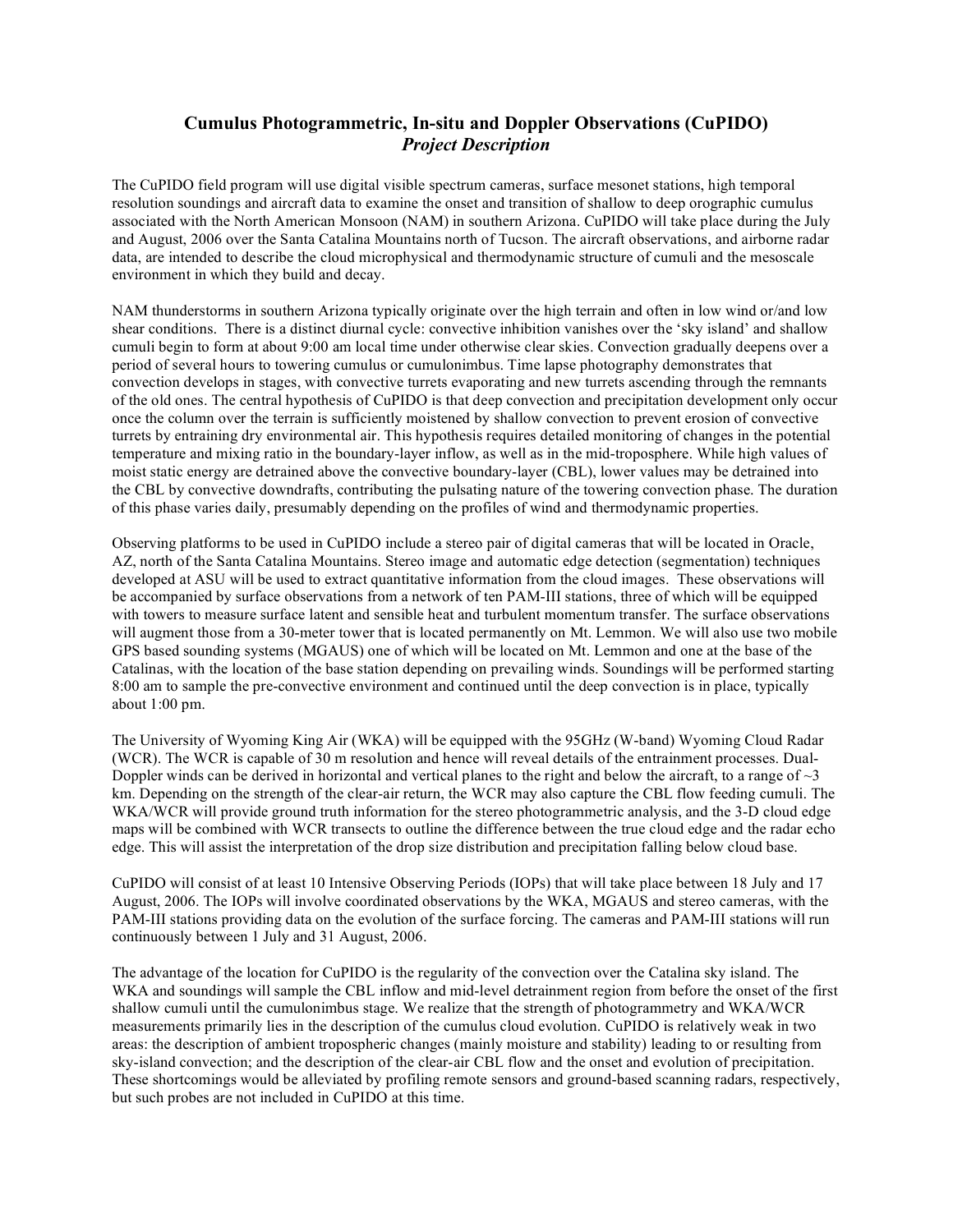# Cumulus Photogrammetric, In-situ and Doppler Observations (CuPIDO)

## *Project Description*

The CuPIDO field program will use digital visible spectrum cameras, surface mesonet stations, high temporal resolution soundings and aircraft data to examine the onset and transition of shallow to deep orographic cumulus associated with the North American Monsoon (NAM) in southern Arizona. CuPIDO will take place during the July and August, 2006 over the Santa Catalina Mountains north of Tucson. The aircraft observations, and airborne radar data, are intended to describe the cloud microphysical and thermodynamic structure of cumuli and the mesoscale environment in which they build and decay.

NAM thunderstorms in southern Arizona typically originate over the high terrain and often in low wind or/and low shear conditions. There is a distinct diurnal cycle: convective inhibition vanishes over the 'sky island' and shallow cumuli begin to form at about 9:00 am local time under otherwise clear skies. Convection gradually deepens over a period of several hours to towering cumulus or cumulonimbus. Time lapse photography demonstrates that convection develops in stages, with convective turrets evaporating and new turrets ascending through the remnants of the old ones. The central hypothesis of CuPIDO is that deep convection and precipitation development only occur once the column over the terrain is sufficiently moistened by shallow convection to prevent erosion of convective turrets by entraining dry environmental air. This hypothesis requires detailed monitoring of changes in the potential temperature and mixing ratio in the boundary-layer inflow, as well as in the mid-troposphere. While high values of moist static energy are detrained above the convective boundary-layer (CBL), lower values may be detrained into the CBL by convective downdrafts, contributing the pulsating nature of the towering convection phase. The duration of this phase varies daily, presumably depending on the profiles of wind and thermodynamic properties.

Observing platforms to be used in CuPIDO include a stereo pair of digital cameras that will be located in Oracle, AZ, north of the Santa Catalina Mountains. Stereo image and automatic edge detection (segmentation) techniques developed at ASU will be used to extract quantitative information from the cloud images. These observations will be accompanied by surface observations from a network of ten PAM-III stations, three of which will be equipped with towers to measure surface latent and sensible heat and turbulent momentum transfer. The surface observations will augment those from a 30-meter tower that is located permanently on Mt. Lemmon. We will also use two mobile GPS based sounding systems (MGAUS) one of which will be located on Mt. Lemmon and one at the base of the Catalinas, with the location of the base station depending on prevailing winds. Soundings will be performed starting 8:00 am to sample the pre-convective environment and continued until the deep convection is in place, typically about 1:00 pm.

The University of Wyoming King Air (WKA) will be equipped with the 95GHz (W-band) Wyoming Cloud Radar (WCR). The WCR is capable of 30 m resolution and hence will reveal details of the entrainment processes. Dual-Doppler winds can be derived in horizontal and vertical planes to the right and below the aircraft, to a range of ~3 km. Depending on the strength of the clear-air return, the WCR may also capture the CBL flow feeding cumuli. The WKA/WCR will provide ground truth information for the stereo photogrammetric analysis, and the 3-D cloud edge maps will be combined with WCR transects to outline the difference between the true cloud edge and the radar echo edge. This will assist the interpretation of the drop size distribution and precipitation falling below cloud base.

CuPIDO will consist of at least 10 Intensive Observing Periods (IOPs) that will take place between 18 July and 17 August, 2006. The IOPs will involve coordinated observations by the WKA, MGAUS and stereo cameras, with the PAM-III stations providing data on the evolution of the surface forcing. The cameras and PAM-III stations will run continuously between 1 July and 31 August, 2006.

The advantage of the location for CuPIDO is the regularity of the convection over the Catalina sky island. The WKA and soundings will sample the CBL inflow and mid-level detrainment region from before the onset of the first shallow cumuli until the cumulonimbus stage. We realize that the strength of photogrammetry and WKA/WCR measurements primarily lies in the description of the cumulus cloud evolution. CuPIDO is relatively weak in two areas: the description of ambient tropospheric changes (mainly moisture and stability) leading to or resulting from sky-island convection; and the description of the clear-air CBL flow and the onset and evolution of precipitation. These shortcomings would be alleviated by profiling remote sensors and ground-based scanning radars, respectively, but such probes are not included in CuPIDO at this time.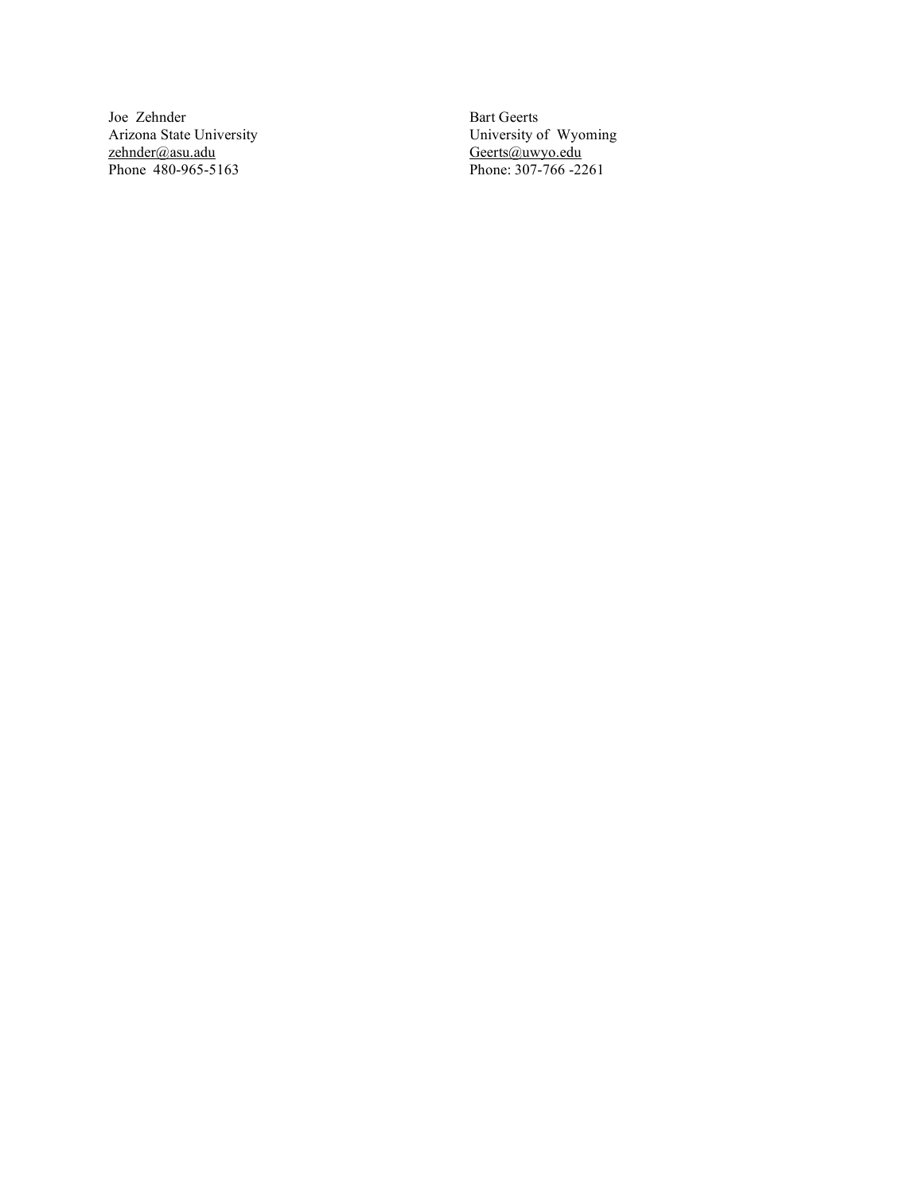Joe Zehnder
Arizona State University
zehnder@asu.adu
Phone 480-965-5163

Bart Geerts
University of Wyoming
Geerts@uwyo.edu
Phone: 307-766 -2261